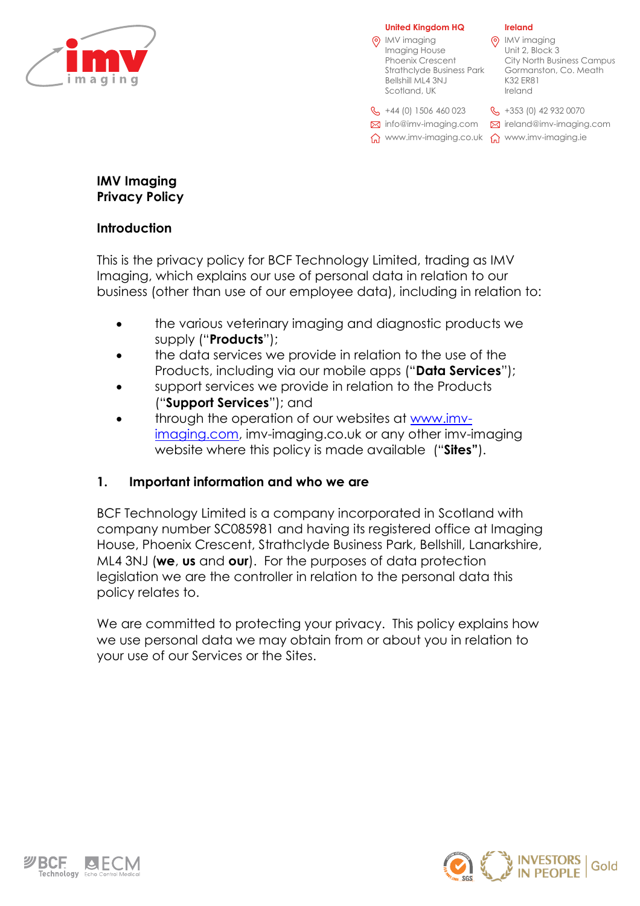**United Kingdom HQ**
IMV imaging
Imaging House
Phoenix Crescent
Strathclyde Business Park
Bellshill ML4 3NJ
Scotland, UK

+44 (0) 1506 460 023
info@imv-imaging.com
www.imv-imaging.co.uk

**Ireland**
IMV imaging
Unit 2, Block 3
City North Business Campus
Gormanston, Co. Meath
K32 ER81
Ireland

+353 (0) 42 932 0070
ireland@imv-imaging.com
www.imv-imaging.ie

# IMV Imaging
# Privacy Policy

## Introduction

This is the privacy policy for BCF Technology Limited, trading as IMV Imaging, which explains our use of personal data in relation to our business (other than use of our employee data), including in relation to:

- the various veterinary imaging and diagnostic products we supply ("**Products**");
- the data services we provide in relation to the use of the Products, including via our mobile apps ("**Data Services**");
- support services we provide in relation to the Products ("**Support Services**"); and
- through the operation of our websites at www.imv-imaging.com, imv-imaging.co.uk or any other imv-imaging website where this policy is made available ("**Sites"**).

## 1. Important information and who we are

BCF Technology Limited is a company incorporated in Scotland with company number SC085981 and having its registered office at Imaging House, Phoenix Crescent, Strathclyde Business Park, Bellshill, Lanarkshire, ML4 3NJ (**we**, **us** and **our**). For the purposes of data protection legislation we are the controller in relation to the personal data this policy relates to.

We are committed to protecting your privacy. This policy explains how we use personal data we may obtain from or about you in relation to your use of our Services or the Sites.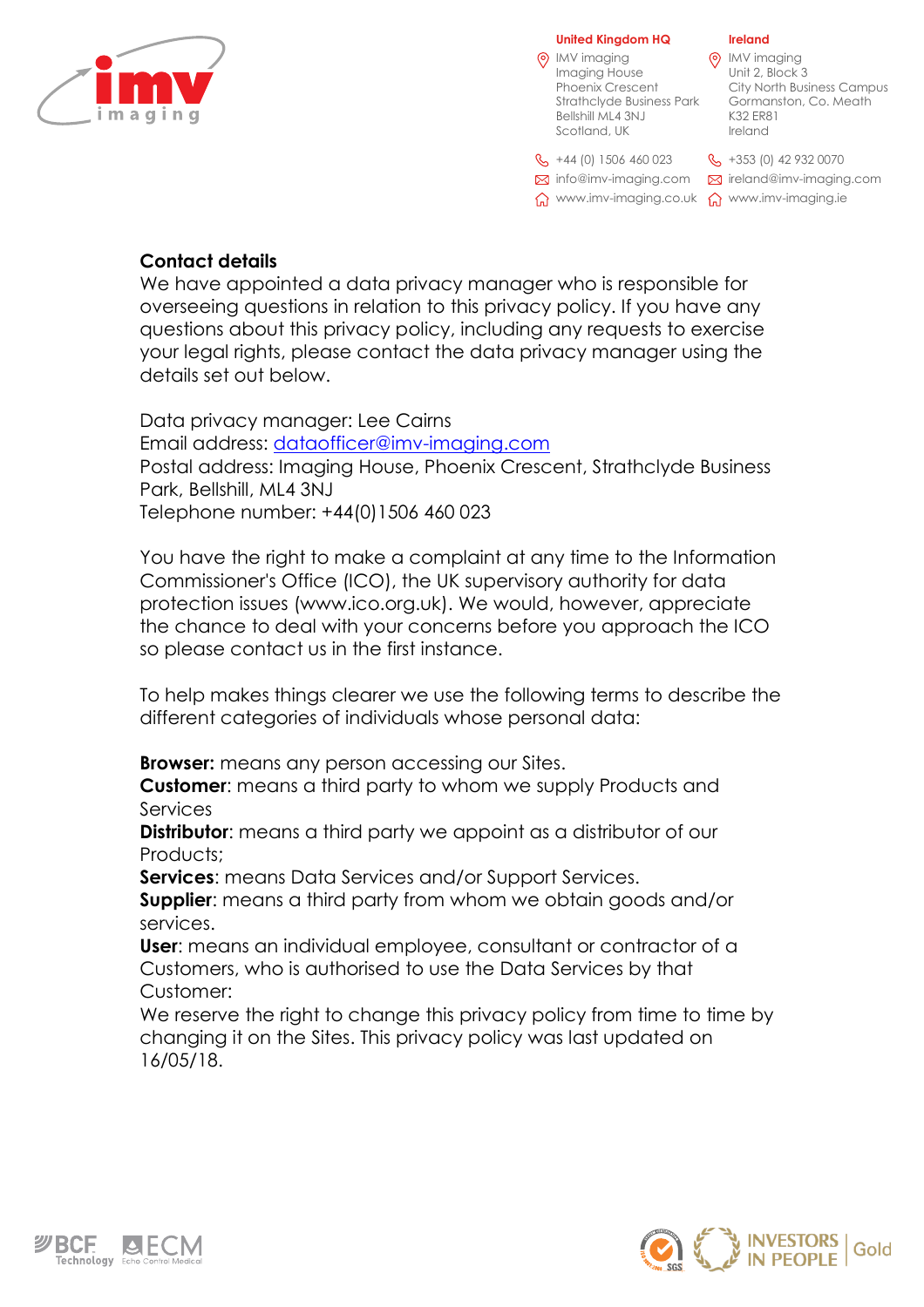## Contact details

We have appointed a data privacy manager who is responsible for overseeing questions in relation to this privacy policy. If you have any questions about this privacy policy, including any requests to exercise your legal rights, please contact the data privacy manager using the details set out below.

Data privacy manager: Lee Cairns
Email address: dataofficer@imv-imaging.com
Postal address: Imaging House, Phoenix Crescent, Strathclyde Business Park, Bellshill, ML4 3NJ
Telephone number: +44(0)1506 460 023

You have the right to make a complaint at any time to the Information Commissioner's Office (ICO), the UK supervisory authority for data protection issues (www.ico.org.uk). We would, however, appreciate the chance to deal with your concerns before you approach the ICO so please contact us in the first instance.

To help makes things clearer we use the following terms to describe the different categories of individuals whose personal data:

**Browser:** means any person accessing our Sites.
**Customer**: means a third party to whom we supply Products and Services
**Distributor**: means a third party we appoint as a distributor of our Products;
**Services**: means Data Services and/or Support Services.
**Supplier**: means a third party from whom we obtain goods and/or services.
**User**: means an individual employee, consultant or contractor of a Customers, who is authorised to use the Data Services by that Customer:
We reserve the right to change this privacy policy from time to time by changing it on the Sites. This privacy policy was last updated on 16/05/18.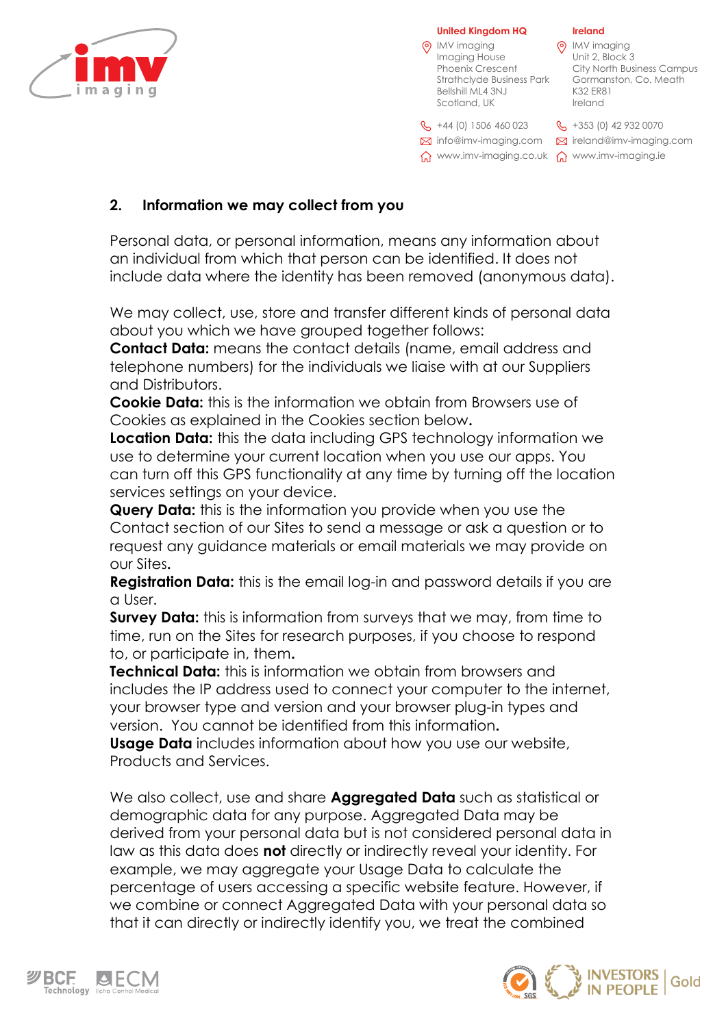## 2. Information we may collect from you

Personal data, or personal information, means any information about an individual from which that person can be identified. It does not include data where the identity has been removed (anonymous data).

We may collect, use, store and transfer different kinds of personal data about you which we have grouped together follows:

**Contact Data:** means the contact details (name, email address and telephone numbers) for the individuals we liaise with at our Suppliers and Distributors.

**Cookie Data:** this is the information we obtain from Browsers use of Cookies as explained in the Cookies section below**.**

**Location Data:** this the data including GPS technology information we use to determine your current location when you use our apps. You can turn off this GPS functionality at any time by turning off the location services settings on your device.

**Query Data:** this is the information you provide when you use the Contact section of our Sites to send a message or ask a question or to request any guidance materials or email materials we may provide on our Sites**.**

**Registration Data:** this is the email log-in and password details if you are a User.

**Survey Data:** this is information from surveys that we may, from time to time, run on the Sites for research purposes, if you choose to respond to, or participate in, them**.**

**Technical Data:** this is information we obtain from browsers and includes the IP address used to connect your computer to the internet, your browser type and version and your browser plug-in types and version. You cannot be identified from this information**.**

**Usage Data** includes information about how you use our website, Products and Services.

We also collect, use and share **Aggregated Data** such as statistical or demographic data for any purpose. Aggregated Data may be derived from your personal data but is not considered personal data in law as this data does **not** directly or indirectly reveal your identity. For example, we may aggregate your Usage Data to calculate the percentage of users accessing a specific website feature. However, if we combine or connect Aggregated Data with your personal data so that it can directly or indirectly identify you, we treat the combined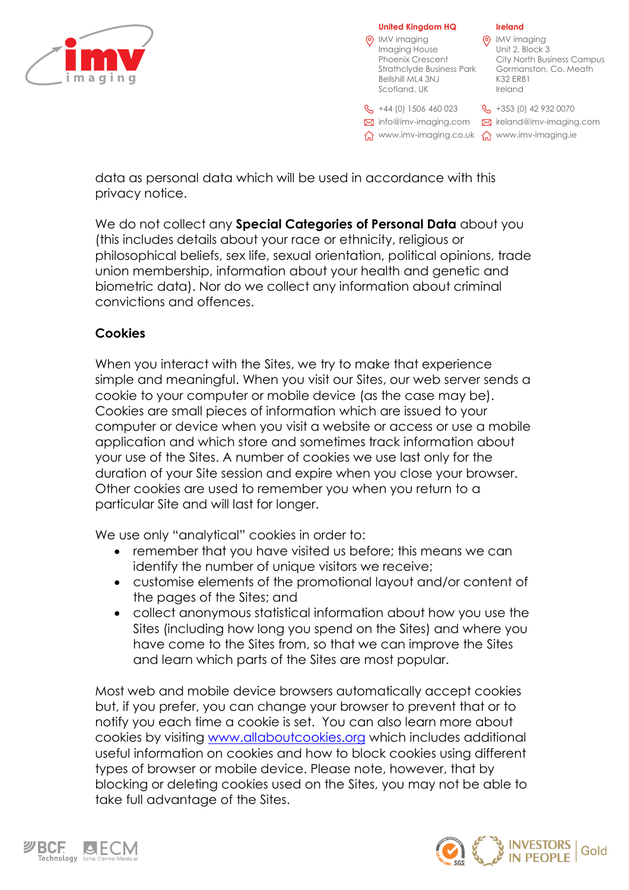data as personal data which will be used in accordance with this privacy notice.

We do not collect any **Special Categories of Personal Data** about you (this includes details about your race or ethnicity, religious or philosophical beliefs, sex life, sexual orientation, political opinions, trade union membership, information about your health and genetic and biometric data). Nor do we collect any information about criminal convictions and offences.

**Cookies**

When you interact with the Sites, we try to make that experience simple and meaningful. When you visit our Sites, our web server sends a cookie to your computer or mobile device (as the case may be). Cookies are small pieces of information which are issued to your computer or device when you visit a website or access or use a mobile application and which store and sometimes track information about your use of the Sites. A number of cookies we use last only for the duration of your Site session and expire when you close your browser. Other cookies are used to remember you when you return to a particular Site and will last for longer.

We use only "analytical" cookies in order to:

- remember that you have visited us before; this means we can identify the number of unique visitors we receive;
- customise elements of the promotional layout and/or content of the pages of the Sites; and
- collect anonymous statistical information about how you use the Sites (including how long you spend on the Sites) and where you have come to the Sites from, so that we can improve the Sites and learn which parts of the Sites are most popular.

Most web and mobile device browsers automatically accept cookies but, if you prefer, you can change your browser to prevent that or to notify you each time a cookie is set. You can also learn more about cookies by visiting www.allaboutcookies.org which includes additional useful information on cookies and how to block cookies using different types of browser or mobile device. Please note, however, that by blocking or deleting cookies used on the Sites, you may not be able to take full advantage of the Sites.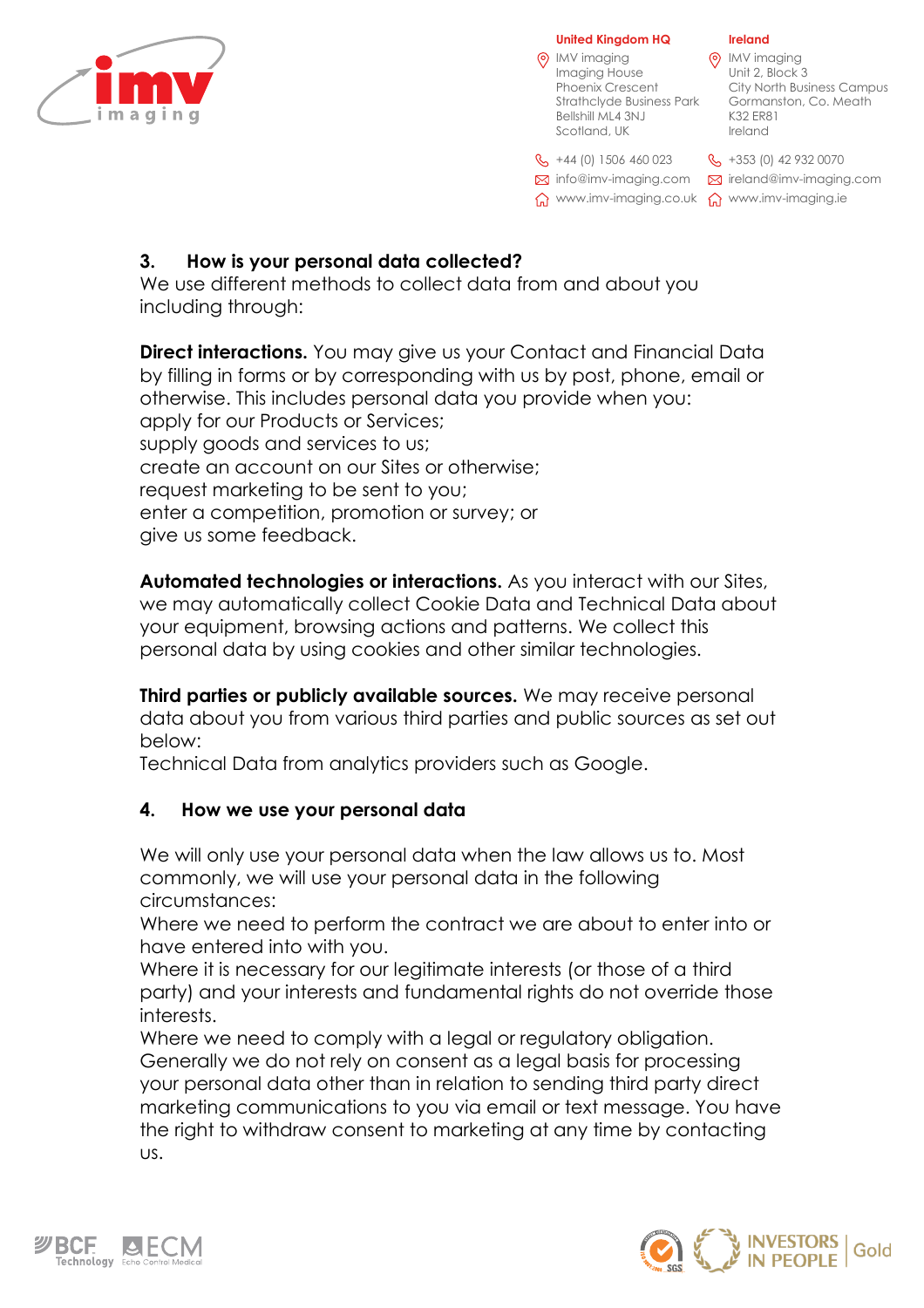## 3. How is your personal data collected?

We use different methods to collect data from and about you including through:

**Direct interactions.** You may give us your Contact and Financial Data by filling in forms or by corresponding with us by post, phone, email or otherwise. This includes personal data you provide when you:
apply for our Products or Services;
supply goods and services to us;
create an account on our Sites or otherwise;
request marketing to be sent to you;
enter a competition, promotion or survey; or
give us some feedback.

**Automated technologies or interactions.** As you interact with our Sites, we may automatically collect Cookie Data and Technical Data about your equipment, browsing actions and patterns. We collect this personal data by using cookies and other similar technologies.

**Third parties or publicly available sources.** We may receive personal data about you from various third parties and public sources as set out below:
Technical Data from analytics providers such as Google.

## 4. How we use your personal data

We will only use your personal data when the law allows us to. Most commonly, we will use your personal data in the following circumstances:
Where we need to perform the contract we are about to enter into or have entered into with you.
Where it is necessary for our legitimate interests (or those of a third party) and your interests and fundamental rights do not override those interests.
Where we need to comply with a legal or regulatory obligation.
Generally we do not rely on consent as a legal basis for processing your personal data other than in relation to sending third party direct marketing communications to you via email or text message. You have the right to withdraw consent to marketing at any time by contacting us.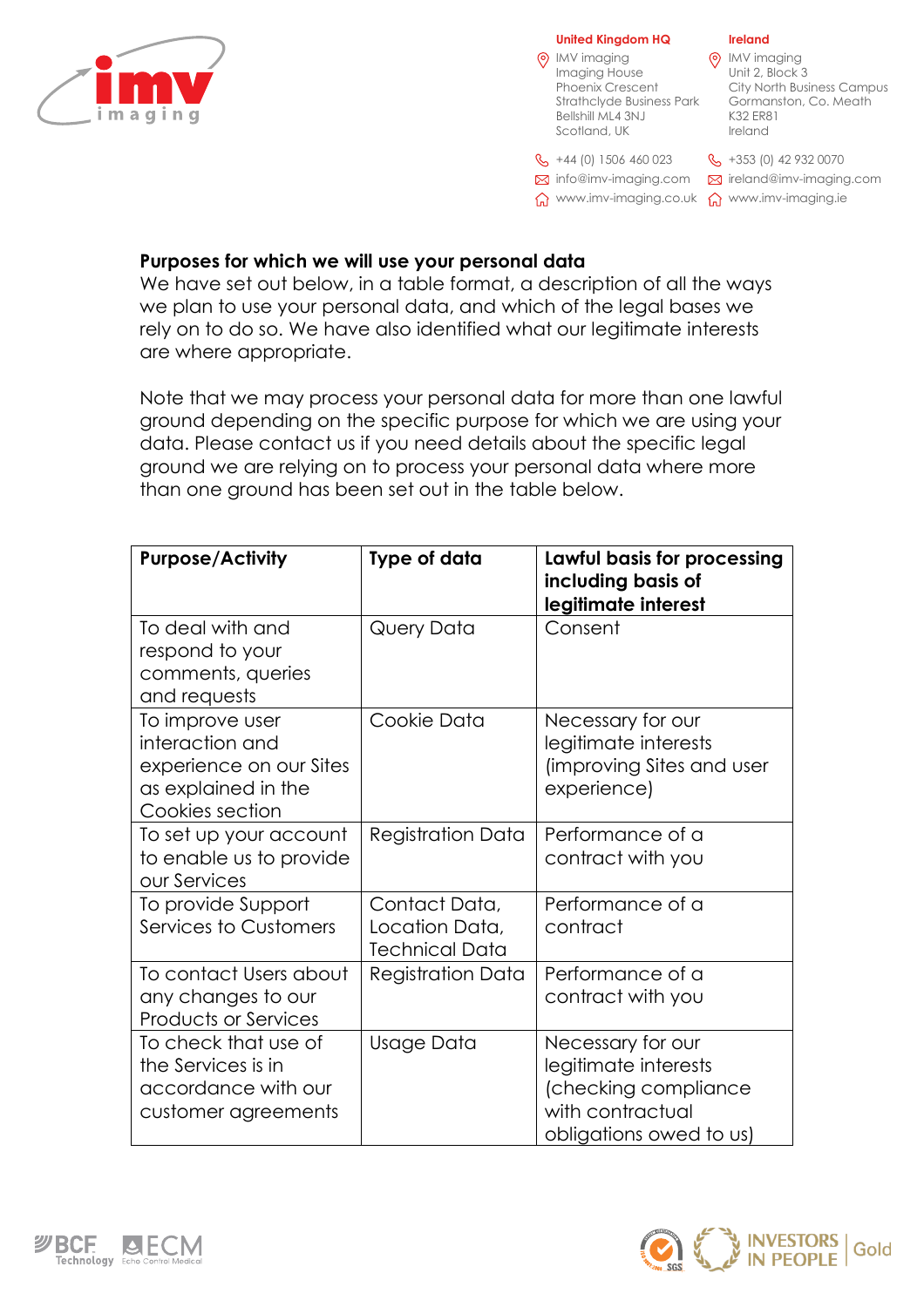**Purposes for which we will use your personal data**

We have set out below, in a table format, a description of all the ways we plan to use your personal data, and which of the legal bases we rely on to do so. We have also identified what our legitimate interests are where appropriate.

Note that we may process your personal data for more than one lawful ground depending on the specific purpose for which we are using your data. Please contact us if you need details about the specific legal ground we are relying on to process your personal data where more than one ground has been set out in the table below.

| Purpose/Activity | Type of data | Lawful basis for processing including basis of legitimate interest |
|---|---|---|
| To deal with and respond to your comments, queries and requests | Query Data | Consent |
| To improve user interaction and experience on our Sites as explained in the Cookies section | Cookie Data | Necessary for our legitimate interests (improving Sites and user experience) |
| To set up your account to enable us to provide our Services | Registration Data | Performance of a contract with you |
| To provide Support Services to Customers | Contact Data, Location Data, Technical Data | Performance of a contract |
| To contact Users about any changes to our Products or Services | Registration Data | Performance of a contract with you |
| To check that use of the Services is in accordance with our customer agreements | Usage Data | Necessary for our legitimate interests (checking compliance with contractual obligations owed to us) |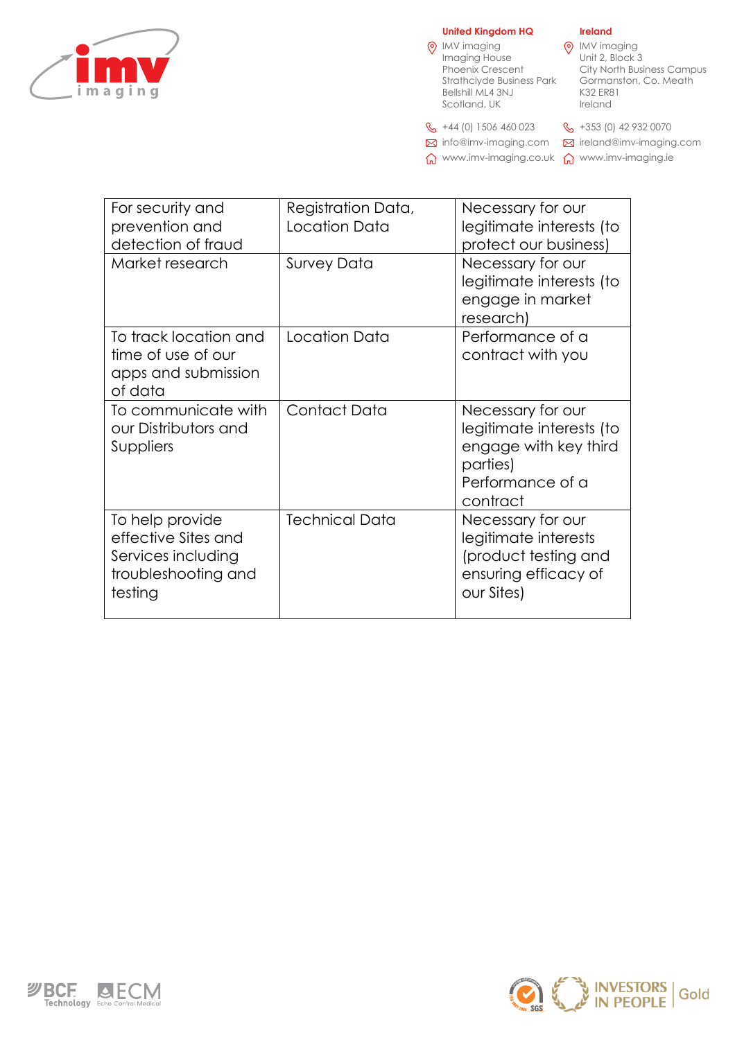| For security and prevention and detection of fraud | Registration Data, Location Data | Necessary for our legitimate interests (to protect our business) |
|---|---|---|
| Market research | Survey Data | Necessary for our legitimate interests (to engage in market research) |
| To track location and time of use of our apps and submission of data | Location Data | Performance of a contract with you |
| To communicate with our Distributors and Suppliers | Contact Data | Necessary for our legitimate interests (to engage with key third parties)<br>Performance of a contract |
| To help provide effective Sites and Services including troubleshooting and testing | Technical Data | Necessary for our legitimate interests (product testing and ensuring efficacy of our Sites) |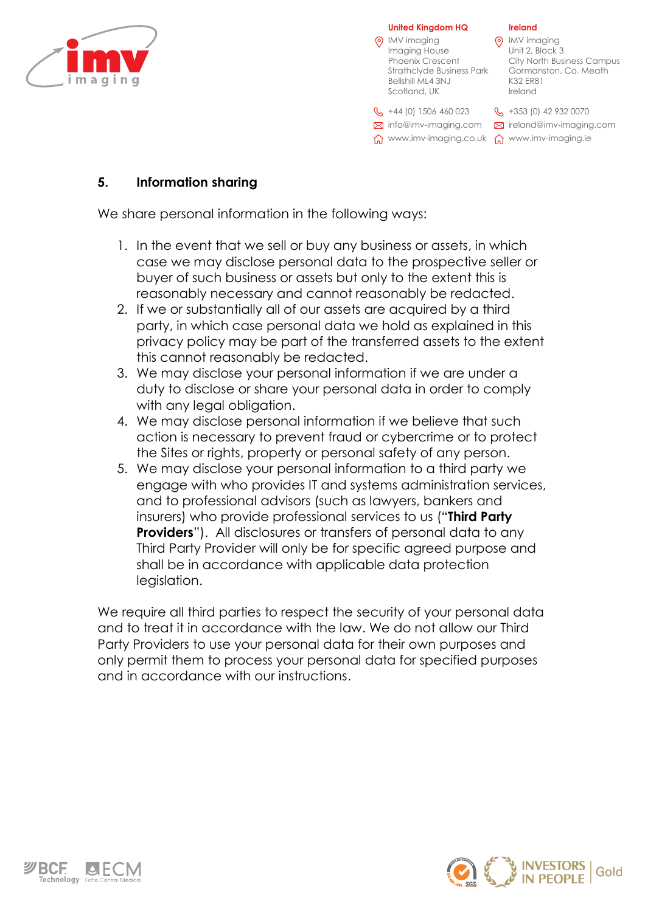## 5. Information sharing

We share personal information in the following ways:

1. In the event that we sell or buy any business or assets, in which case we may disclose personal data to the prospective seller or buyer of such business or assets but only to the extent this is reasonably necessary and cannot reasonably be redacted.
2. If we or substantially all of our assets are acquired by a third party, in which case personal data we hold as explained in this privacy policy may be part of the transferred assets to the extent this cannot reasonably be redacted.
3. We may disclose your personal information if we are under a duty to disclose or share your personal data in order to comply with any legal obligation.
4. We may disclose personal information if we believe that such action is necessary to prevent fraud or cybercrime or to protect the Sites or rights, property or personal safety of any person.
5. We may disclose your personal information to a third party we engage with who provides IT and systems administration services, and to professional advisors (such as lawyers, bankers and insurers) who provide professional services to us ("**Third Party Providers**"). All disclosures or transfers of personal data to any Third Party Provider will only be for specific agreed purpose and shall be in accordance with applicable data protection legislation.

We require all third parties to respect the security of your personal data and to treat it in accordance with the law. We do not allow our Third Party Providers to use your personal data for their own purposes and only permit them to process your personal data for specified purposes and in accordance with our instructions.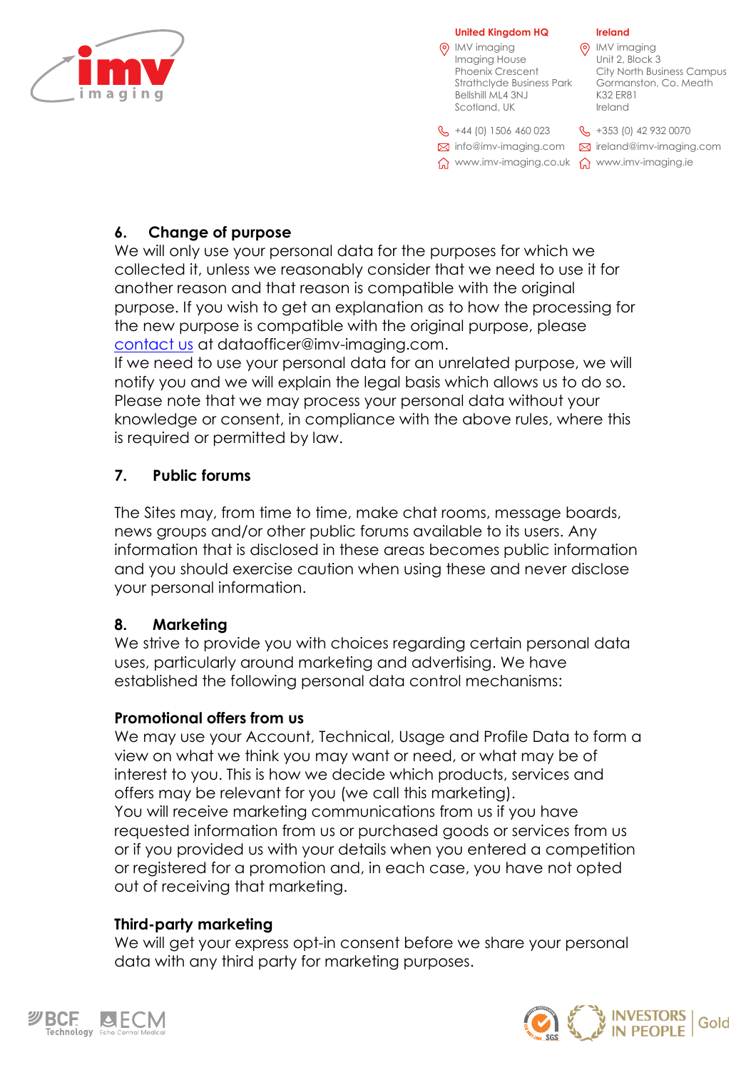## 6. Change of purpose

We will only use your personal data for the purposes for which we collected it, unless we reasonably consider that we need to use it for another reason and that reason is compatible with the original purpose. If you wish to get an explanation as to how the processing for the new purpose is compatible with the original purpose, please contact us at dataofficer@imv-imaging.com.

If we need to use your personal data for an unrelated purpose, we will notify you and we will explain the legal basis which allows us to do so.

Please note that we may process your personal data without your knowledge or consent, in compliance with the above rules, where this is required or permitted by law.

## 7. Public forums

The Sites may, from time to time, make chat rooms, message boards, news groups and/or other public forums available to its users. Any information that is disclosed in these areas becomes public information and you should exercise caution when using these and never disclose your personal information.

## 8. Marketing

We strive to provide you with choices regarding certain personal data uses, particularly around marketing and advertising. We have established the following personal data control mechanisms:

### Promotional offers from us

We may use your Account, Technical, Usage and Profile Data to form a view on what we think you may want or need, or what may be of interest to you. This is how we decide which products, services and offers may be relevant for you (we call this marketing).

You will receive marketing communications from us if you have requested information from us or purchased goods or services from us or if you provided us with your details when you entered a competition or registered for a promotion and, in each case, you have not opted out of receiving that marketing.

### Third-party marketing

We will get your express opt-in consent before we share your personal data with any third party for marketing purposes.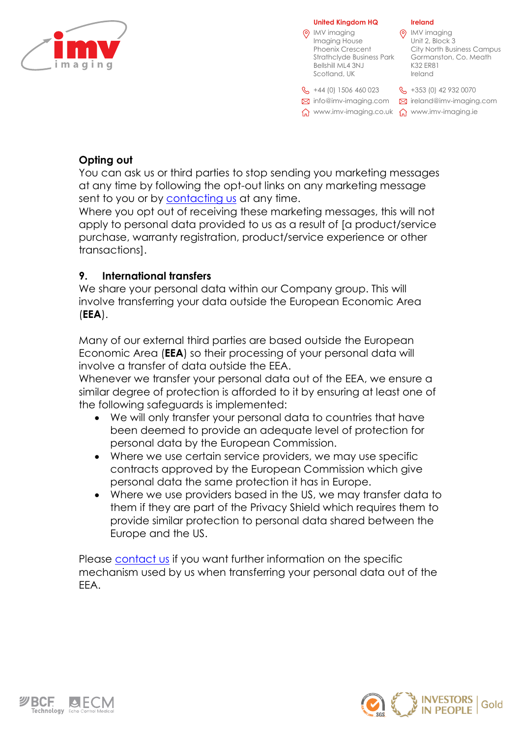**Opting out**

You can ask us or third parties to stop sending you marketing messages at any time by following the opt-out links on any marketing message sent to you or by contacting us at any time.

Where you opt out of receiving these marketing messages, this will not apply to personal data provided to us as a result of [a product/service purchase, warranty registration, product/service experience or other transactions].

## 9. International transfers

We share your personal data within our Company group. This will involve transferring your data outside the European Economic Area (**EEA**).

Many of our external third parties are based outside the European Economic Area (**EEA**) so their processing of your personal data will involve a transfer of data outside the EEA.

Whenever we transfer your personal data out of the EEA, we ensure a similar degree of protection is afforded to it by ensuring at least one of the following safeguards is implemented:

- We will only transfer your personal data to countries that have been deemed to provide an adequate level of protection for personal data by the European Commission.
- Where we use certain service providers, we may use specific contracts approved by the European Commission which give personal data the same protection it has in Europe.
- Where we use providers based in the US, we may transfer data to them if they are part of the Privacy Shield which requires them to provide similar protection to personal data shared between the Europe and the US.

Please contact us if you want further information on the specific mechanism used by us when transferring your personal data out of the EEA.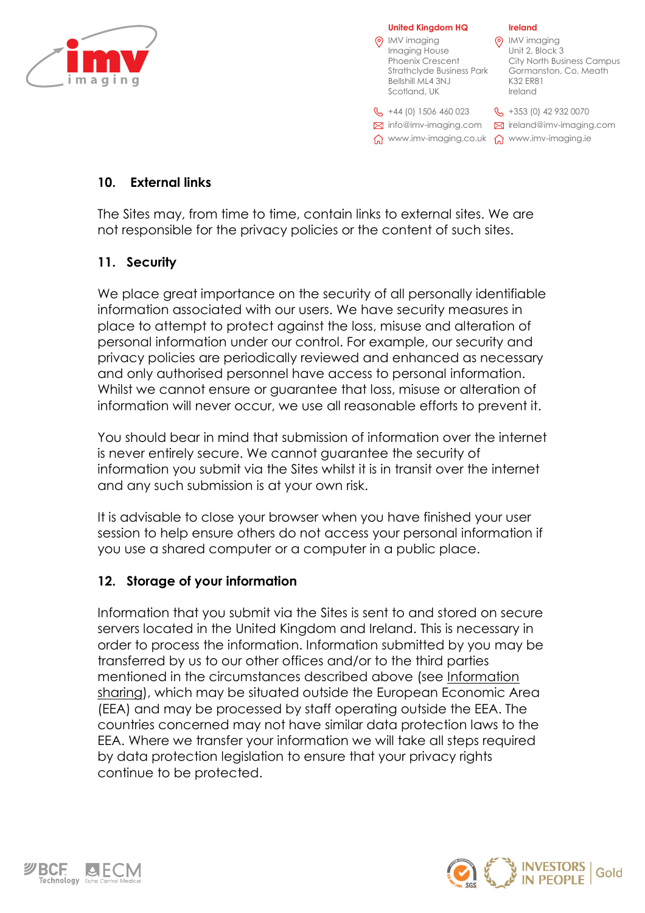## 10. External links

The Sites may, from time to time, contain links to external sites. We are not responsible for the privacy policies or the content of such sites.

## 11. Security

We place great importance on the security of all personally identifiable information associated with our users. We have security measures in place to attempt to protect against the loss, misuse and alteration of personal information under our control. For example, our security and privacy policies are periodically reviewed and enhanced as necessary and only authorised personnel have access to personal information. Whilst we cannot ensure or guarantee that loss, misuse or alteration of information will never occur, we use all reasonable efforts to prevent it.

You should bear in mind that submission of information over the internet is never entirely secure. We cannot guarantee the security of information you submit via the Sites whilst it is in transit over the internet and any such submission is at your own risk.

It is advisable to close your browser when you have finished your user session to help ensure others do not access your personal information if you use a shared computer or a computer in a public place.

## 12. Storage of your information

Information that you submit via the Sites is sent to and stored on secure servers located in the United Kingdom and Ireland. This is necessary in order to process the information. Information submitted by you may be transferred by us to our other offices and/or to the third parties mentioned in the circumstances described above (see Information sharing), which may be situated outside the European Economic Area (EEA) and may be processed by staff operating outside the EEA. The countries concerned may not have similar data protection laws to the EEA. Where we transfer your information we will take all steps required by data protection legislation to ensure that your privacy rights continue to be protected.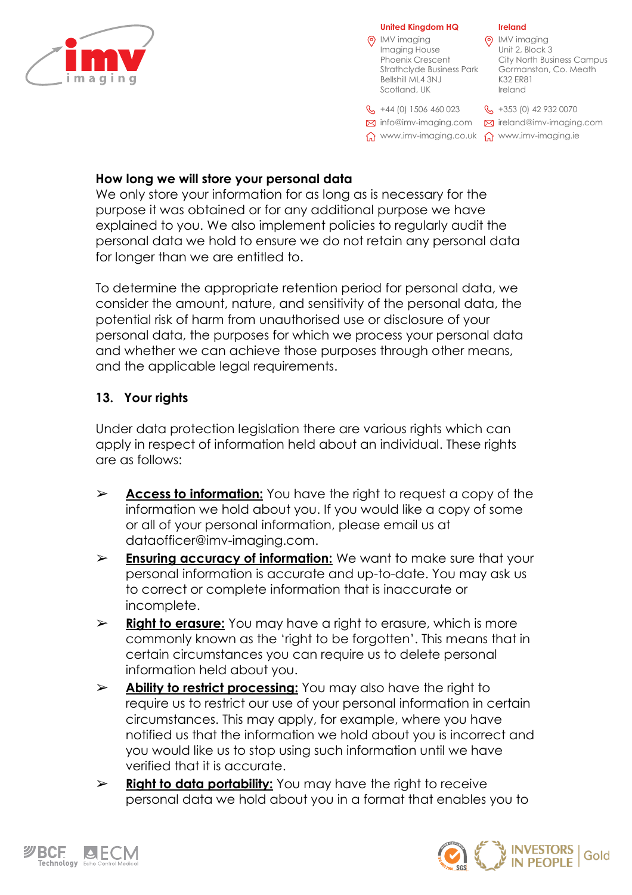**How long we will store your personal data**
We only store your information for as long as is necessary for the purpose it was obtained or for any additional purpose we have explained to you. We also implement policies to regularly audit the personal data we hold to ensure we do not retain any personal data for longer than we are entitled to.

To determine the appropriate retention period for personal data, we consider the amount, nature, and sensitivity of the personal data, the potential risk of harm from unauthorised use or disclosure of your personal data, the purposes for which we process your personal data and whether we can achieve those purposes through other means, and the applicable legal requirements.

## 13. Your rights

Under data protection legislation there are various rights which can apply in respect of information held about an individual. These rights are as follows:

- **Access to information:** You have the right to request a copy of the information we hold about you. If you would like a copy of some or all of your personal information, please email us at dataofficer@imv-imaging.com.
- **Ensuring accuracy of information:** We want to make sure that your personal information is accurate and up-to-date. You may ask us to correct or complete information that is inaccurate or incomplete.
- **Right to erasure:** You may have a right to erasure, which is more commonly known as the 'right to be forgotten'. This means that in certain circumstances you can require us to delete personal information held about you.
- **Ability to restrict processing:** You may also have the right to require us to restrict our use of your personal information in certain circumstances. This may apply, for example, where you have notified us that the information we hold about you is incorrect and you would like us to stop using such information until we have verified that it is accurate.
- **Right to data portability:** You may have the right to receive personal data we hold about you in a format that enables you to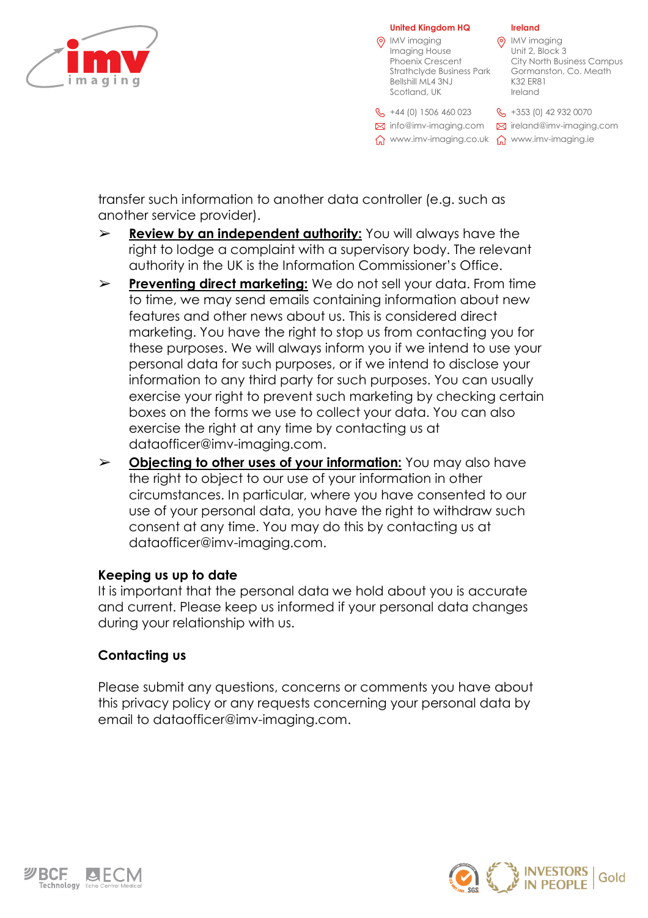transfer such information to another data controller (e.g. such as another service provider).

- **Review by an independent authority:** You will always have the right to lodge a complaint with a supervisory body. The relevant authority in the UK is the Information Commissioner's Office.
- **Preventing direct marketing:** We do not sell your data. From time to time, we may send emails containing information about new features and other news about us. This is considered direct marketing. You have the right to stop us from contacting you for these purposes. We will always inform you if we intend to use your personal data for such purposes, or if we intend to disclose your information to any third party for such purposes. You can usually exercise your right to prevent such marketing by checking certain boxes on the forms we use to collect your data. You can also exercise the right at any time by contacting us at dataofficer@imv-imaging.com.
- **Objecting to other uses of your information:** You may also have the right to object to our use of your information in other circumstances. In particular, where you have consented to our use of your personal data, you have the right to withdraw such consent at any time. You may do this by contacting us at dataofficer@imv-imaging.com.

**Keeping us up to date**

It is important that the personal data we hold about you is accurate and current. Please keep us informed if your personal data changes during your relationship with us.

**Contacting us**

Please submit any questions, concerns or comments you have about this privacy policy or any requests concerning your personal data by email to dataofficer@imv-imaging.com.